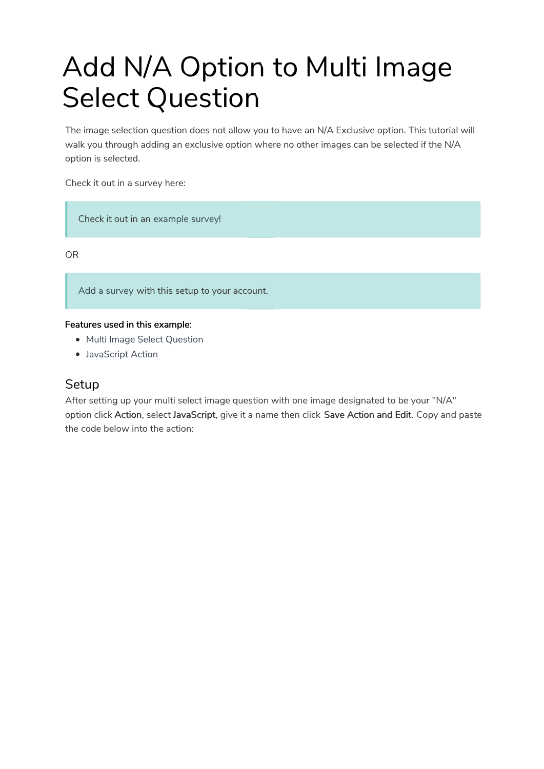# Add N/A Option to Multi Image Select Question

The image selection question does not allow you to have an N/A Exclusive option. This tutorial will walk you through adding an exclusive option where no other images can be selected if the N/A option is selected.

Check it out in a survey here:

> Check it out in an example survey!

OR

> Add a survey with this setup to your account.

**Features used in this example:**

- Multi Image Select Question
- JavaScript Action

## Setup

After setting up your multi select image question with one image designated to be your "N/A" option click **Action**, select **JavaScript**, give it a name then click **Save Action and Edit**. Copy and paste the code below into the action: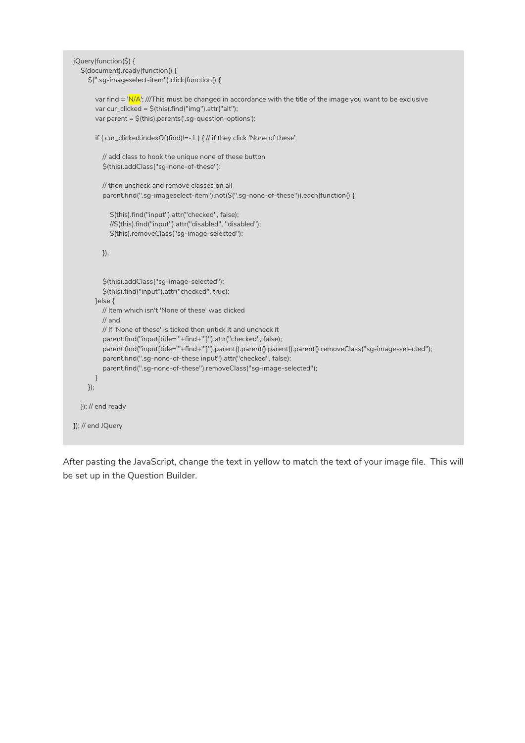```
jQuery(function($) {
  $(document).ready(function() {
    $(".sg-imageselect-item").click(function() {

      var find = 'N/A'; ///This must be changed in accordance with the title of the image you want to be exclusive
      var cur_clicked = $(this).find("img").attr("alt");
      var parent = $(this).parents('.sg-question-options');

      if ( cur_clicked.indexOf(find)!=-1 ) { // if they click 'None of these'

        // add class to hook the unique none of these button
        $(this).addClass("sg-none-of-these");

        // then uncheck and remove classes on all
        parent.find(".sg-imageselect-item").not($(".sg-none-of-these")).each(function() {

          $(this).find("input").attr("checked", false);
          //$(this).find("input").attr("disabled", "disabled");
          $(this).removeClass("sg-image-selected");

        });


        $(this).addClass("sg-image-selected");
        $(this).find("input").attr("checked", true);
      }else {
        // Item which isn't 'None of these' was clicked
        // and
        // If 'None of these' is ticked then untick it and uncheck it
        parent.find("input[title='"+find+"']").attr("checked", false);
        parent.find("input[title='"+find+"']").parent().parent().parent().removeClass("sg-image-selected");
        parent.find(".sg-none-of-these input").attr("checked", false);
        parent.find(".sg-none-of-these").removeClass("sg-image-selected");
      }
    });

  }); // end ready

}); // end JQuery
```

After pasting the JavaScript, change the text in yellow to match the text of your image file. This will be set up in the Question Builder.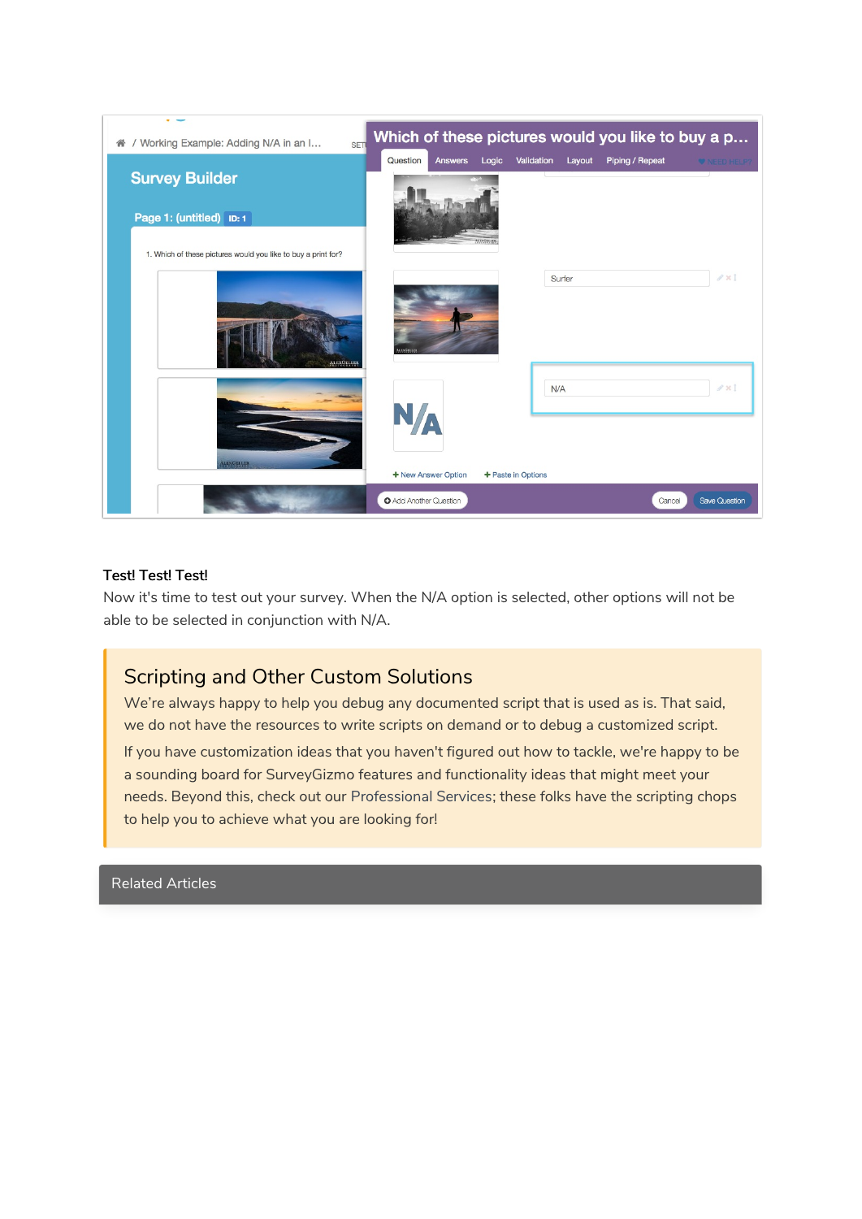**Test! Test! Test!**

Now it's time to test out your survey. When the N/A option is selected, other options will not be able to be selected in conjunction with N/A.

## Scripting and Other Custom Solutions

We're always happy to help you debug any documented script that is used as is. That said, we do not have the resources to write scripts on demand or to debug a customized script.

If you have customization ideas that you haven't figured out how to tackle, we're happy to be a sounding board for SurveyGizmo features and functionality ideas that might meet your needs. Beyond this, check out our Professional Services; these folks have the scripting chops to help you to achieve what you are looking for!

Related Articles